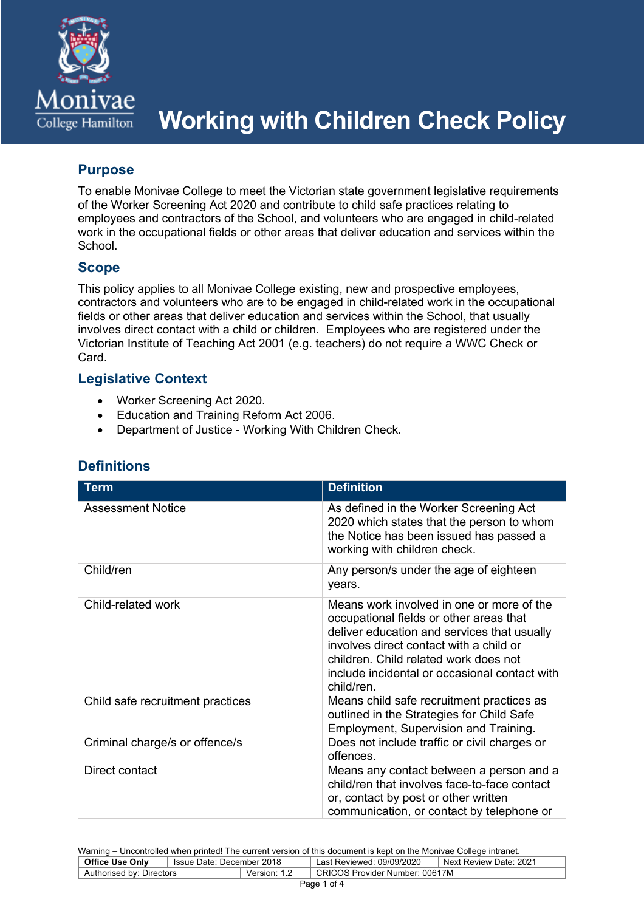# Working with Children Check Policy

## Purpose

To enable Monivae College to meet the Victorian state government legislative requirements of the Worker Screening Act 2020 and contribute to child safe practices relating to employees and contractors of the School, and volunteers who are engaged in child-related work in the occupational fields or other areas that deliver education and services within the School.

## Scope

This policy applies to all Monivae College existing, new and prospective employees, contractors and volunteers who are to be engaged in child-related work in the occupational fields or other areas that deliver education and services within the School, that usually involves direct contact with a child or children. Employees who are registered under the Victorian Institute of Teaching Act 2001 (e.g. teachers) do not require a WWC Check or Card.

## Legislative Context

- Worker Screening Act 2020.
- Education and Training Reform Act 2006.
- Department of Justice - Working With Children Check.

## Definitions

| Term | Definition |
|---|---|
| Assessment Notice | As defined in the Worker Screening Act 2020 which states that the person to whom the Notice has been issued has passed a working with children check. |
| Child/ren | Any person/s under the age of eighteen years. |
| Child-related work | Means work involved in one or more of the occupational fields or other areas that deliver education and services that usually involves direct contact with a child or children. Child related work does not include incidental or occasional contact with child/ren. |
| Child safe recruitment practices | Means child safe recruitment practices as outlined in the Strategies for Child Safe Employment, Supervision and Training. |
| Criminal charge/s or offence/s | Does not include traffic or civil charges or offences. |
| Direct contact | Means any contact between a person and a child/ren that involves face-to-face contact or, contact by post or other written communication, or contact by telephone or |

Warning – Uncontrolled when printed! The current version of this document is kept on the Monivae College intranet.

| Office Use Only | Issue Date: December 2018 | Last Reviewed: 09/09/2020 | Next Review Date: 2021 |
|---|---|---|---|
| Authorised by: Directors | Version: 1.2 | CRICOS Provider Number: 00617M | |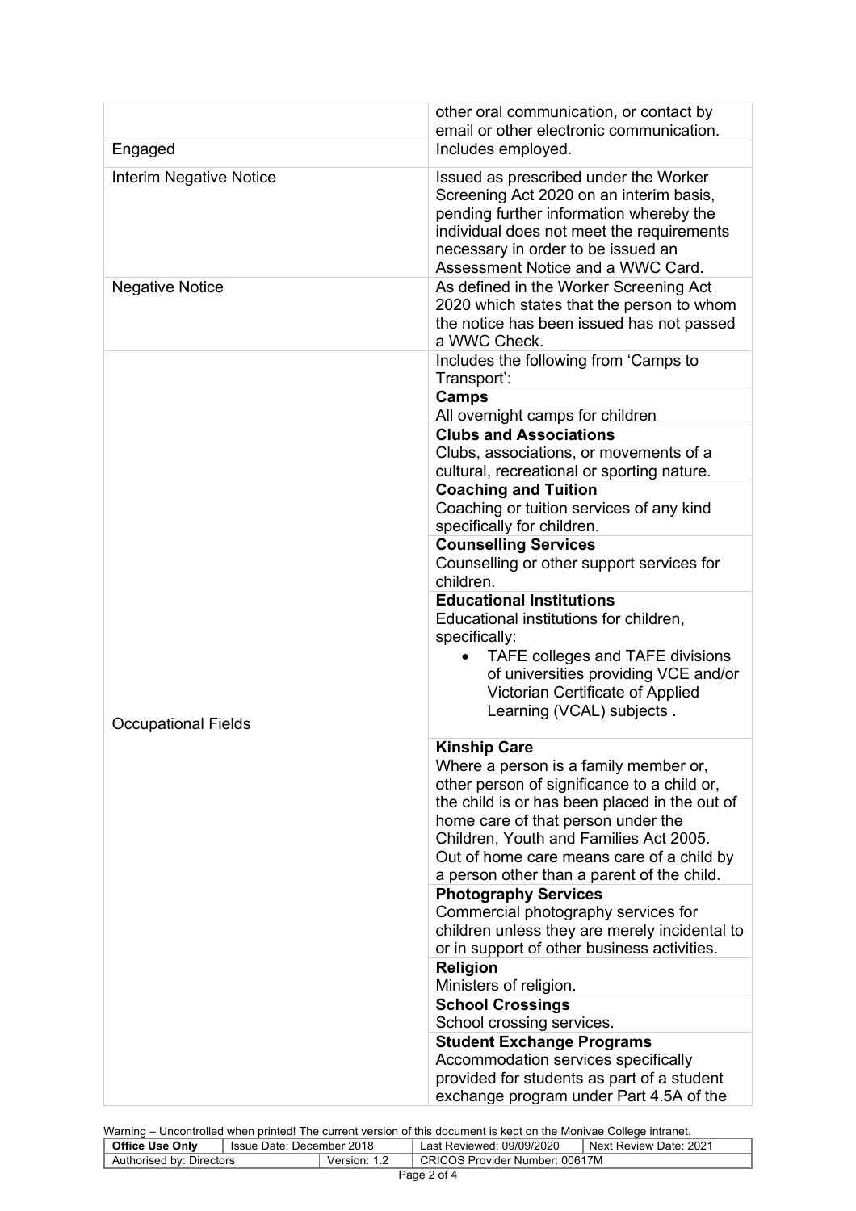| | |
|---|---|
| | other oral communication, or contact by email or other electronic communication. |
| Engaged | Includes employed. |
| Interim Negative Notice | Issued as prescribed under the Worker Screening Act 2020 on an interim basis, pending further information whereby the individual does not meet the requirements necessary in order to be issued an Assessment Notice and a WWC Card. |
| Negative Notice | As defined in the Worker Screening Act 2020 which states that the person to whom the notice has been issued has not passed a WWC Check. |
| Occupational Fields | Includes the following from 'Camps to Transport': |
| | **Camps**<br>All overnight camps for children |
| | **Clubs and Associations**<br>Clubs, associations, or movements of a cultural, recreational or sporting nature. |
| | **Coaching and Tuition**<br>Coaching or tuition services of any kind specifically for children. |
| | **Counselling Services**<br>Counselling or other support services for children. |
| | **Educational Institutions**<br>Educational institutions for children, specifically:<br>• TAFE colleges and TAFE divisions of universities providing VCE and/or Victorian Certificate of Applied Learning (VCAL) subjects . |
| | **Kinship Care**<br>Where a person is a family member or, other person of significance to a child or, the child is or has been placed in the out of home care of that person under the Children, Youth and Families Act 2005. Out of home care means care of a child by a person other than a parent of the child. |
| | **Photography Services**<br>Commercial photography services for children unless they are merely incidental to or in support of other business activities. |
| | **Religion**<br>Ministers of religion. |
| | **School Crossings**<br>School crossing services. |
| | **Student Exchange Programs**<br>Accommodation services specifically provided for students as part of a student exchange program under Part 4.5A of the |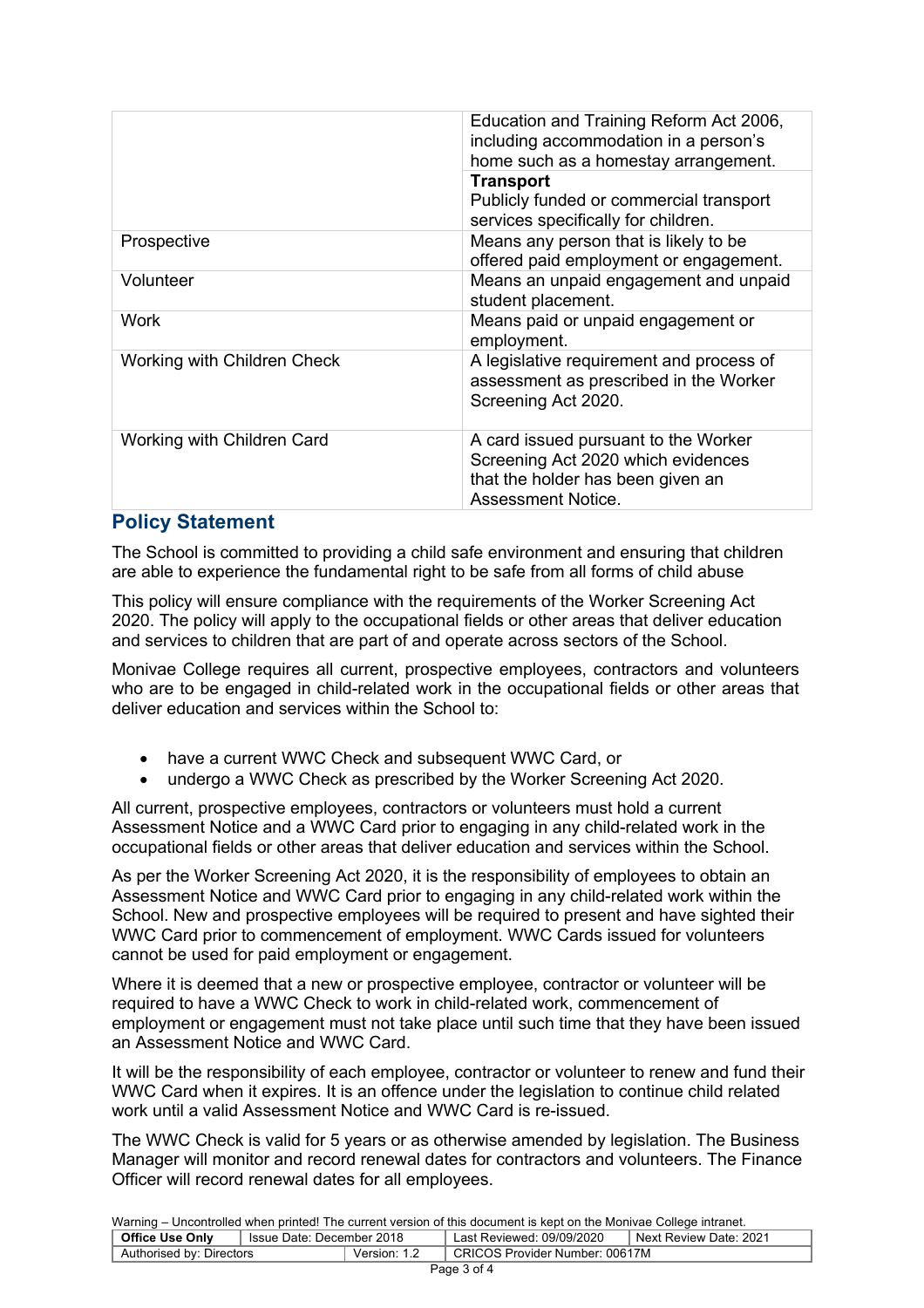| | |
|---|---|
| | Education and Training Reform Act 2006, including accommodation in a person's home such as a homestay arrangement. |
| | **Transport**<br>Publicly funded or commercial transport services specifically for children. |
| Prospective | Means any person that is likely to be offered paid employment or engagement. |
| Volunteer | Means an unpaid engagement and unpaid student placement. |
| Work | Means paid or unpaid engagement or employment. |
| Working with Children Check | A legislative requirement and process of assessment as prescribed in the Worker Screening Act 2020. |
| Working with Children Card | A card issued pursuant to the Worker Screening Act 2020 which evidences that the holder has been given an Assessment Notice. |

## Policy Statement

The School is committed to providing a child safe environment and ensuring that children are able to experience the fundamental right to be safe from all forms of child abuse

This policy will ensure compliance with the requirements of the Worker Screening Act 2020. The policy will apply to the occupational fields or other areas that deliver education and services to children that are part of and operate across sectors of the School.

Monivae College requires all current, prospective employees, contractors and volunteers who are to be engaged in child-related work in the occupational fields or other areas that deliver education and services within the School to:

- have a current WWC Check and subsequent WWC Card, or
- undergo a WWC Check as prescribed by the Worker Screening Act 2020.

All current, prospective employees, contractors or volunteers must hold a current Assessment Notice and a WWC Card prior to engaging in any child-related work in the occupational fields or other areas that deliver education and services within the School.

As per the Worker Screening Act 2020, it is the responsibility of employees to obtain an Assessment Notice and WWC Card prior to engaging in any child-related work within the School. New and prospective employees will be required to present and have sighted their WWC Card prior to commencement of employment. WWC Cards issued for volunteers cannot be used for paid employment or engagement.

Where it is deemed that a new or prospective employee, contractor or volunteer will be required to have a WWC Check to work in child-related work, commencement of employment or engagement must not take place until such time that they have been issued an Assessment Notice and WWC Card.

It will be the responsibility of each employee, contractor or volunteer to renew and fund their WWC Card when it expires. It is an offence under the legislation to continue child related work until a valid Assessment Notice and WWC Card is re-issued.

The WWC Check is valid for 5 years or as otherwise amended by legislation. The Business Manager will monitor and record renewal dates for contractors and volunteers. The Finance Officer will record renewal dates for all employees.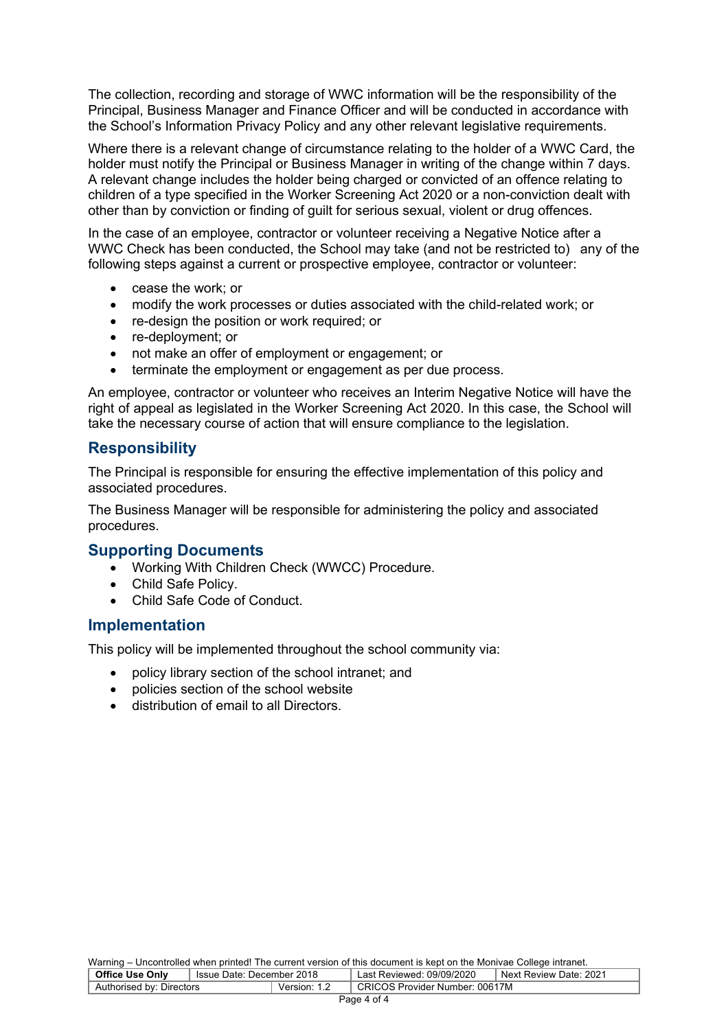The collection, recording and storage of WWC information will be the responsibility of the Principal, Business Manager and Finance Officer and will be conducted in accordance with the School's Information Privacy Policy and any other relevant legislative requirements.

Where there is a relevant change of circumstance relating to the holder of a WWC Card, the holder must notify the Principal or Business Manager in writing of the change within 7 days. A relevant change includes the holder being charged or convicted of an offence relating to children of a type specified in the Worker Screening Act 2020 or a non-conviction dealt with other than by conviction or finding of guilt for serious sexual, violent or drug offences.

In the case of an employee, contractor or volunteer receiving a Negative Notice after a WWC Check has been conducted, the School may take (and not be restricted to) any of the following steps against a current or prospective employee, contractor or volunteer:

- cease the work; or
- modify the work processes or duties associated with the child-related work; or
- re-design the position or work required; or
- re-deployment; or
- not make an offer of employment or engagement; or
- terminate the employment or engagement as per due process.

An employee, contractor or volunteer who receives an Interim Negative Notice will have the right of appeal as legislated in the Worker Screening Act 2020. In this case, the School will take the necessary course of action that will ensure compliance to the legislation.

## Responsibility

The Principal is responsible for ensuring the effective implementation of this policy and associated procedures.

The Business Manager will be responsible for administering the policy and associated procedures.

## Supporting Documents

- Working With Children Check (WWCC) Procedure.
- Child Safe Policy.
- Child Safe Code of Conduct.

## Implementation

This policy will be implemented throughout the school community via:

- policy library section of the school intranet; and
- policies section of the school website
- distribution of email to all Directors.

Warning – Uncontrolled when printed! The current version of this document is kept on the Monivae College intranet.

| | | | |
|---|---|---|---|
| **Office Use Only** | Issue Date: December 2018 | Last Reviewed: 09/09/2020 | Next Review Date: 2021 |
| Authorised by: Directors | Version: 1.2 | CRICOS Provider Number: 00617M | |